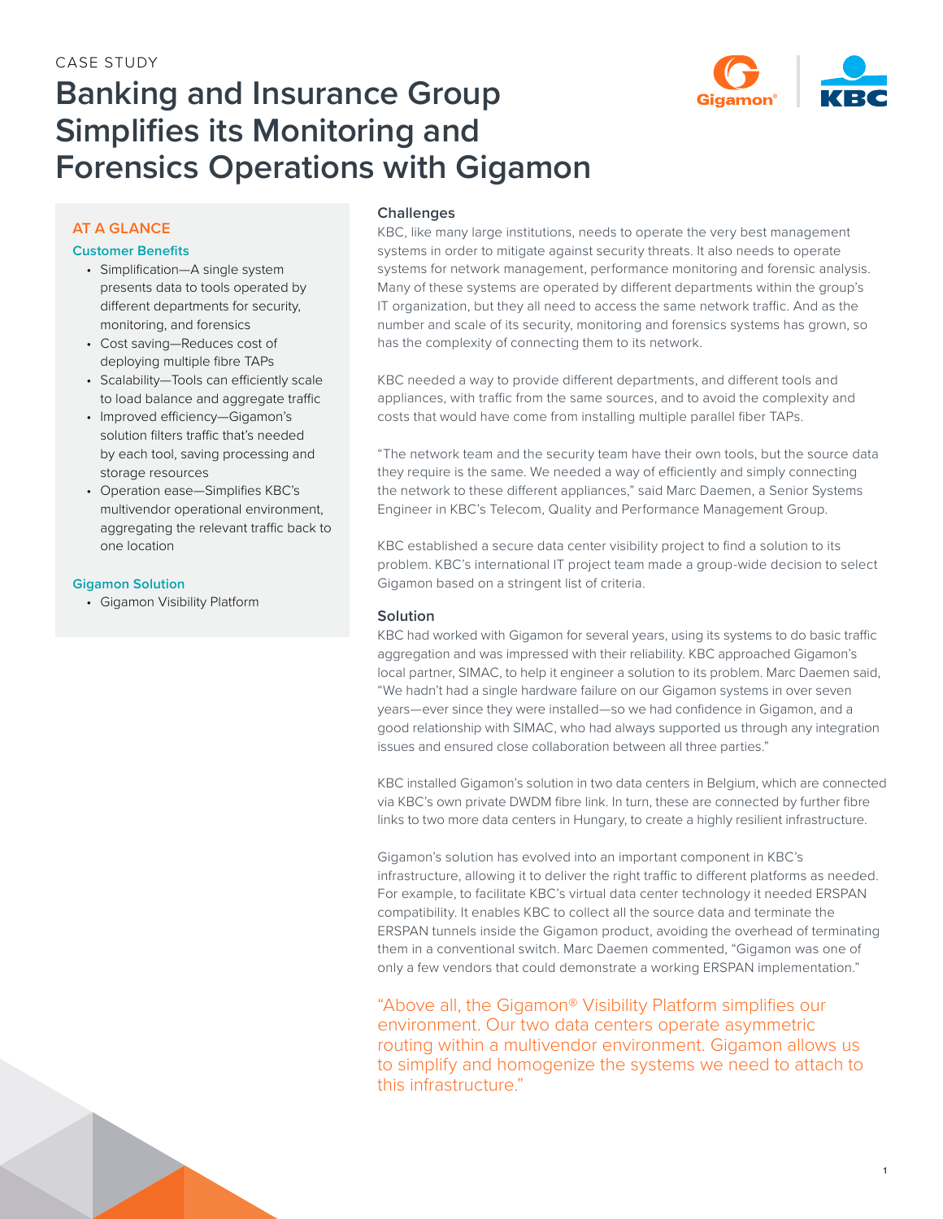CASE STUDY

# Banking and Insurance Group Simplifies its Monitoring and Forensics Operations with Gigamon

## AT A GLANCE

### Customer Benefits

- Simplification—A single system presents data to tools operated by different departments for security, monitoring, and forensics
- Cost saving—Reduces cost of deploying multiple fibre TAPs
- Scalability—Tools can efficiently scale to load balance and aggregate traffic
- Improved efficiency—Gigamon's solution filters traffic that's needed by each tool, saving processing and storage resources
- Operation ease—Simplifies KBC's multivendor operational environment, aggregating the relevant traffic back to one location

### Gigamon Solution

- Gigamon Visibility Platform

## Challenges

KBC, like many large institutions, needs to operate the very best management systems in order to mitigate against security threats. It also needs to operate systems for network management, performance monitoring and forensic analysis. Many of these systems are operated by different departments within the group's IT organization, but they all need to access the same network traffic. And as the number and scale of its security, monitoring and forensics systems has grown, so has the complexity of connecting them to its network.

KBC needed a way to provide different departments, and different tools and appliances, with traffic from the same sources, and to avoid the complexity and costs that would have come from installing multiple parallel fiber TAPs.

"The network team and the security team have their own tools, but the source data they require is the same. We needed a way of efficiently and simply connecting the network to these different appliances," said Marc Daemen, a Senior Systems Engineer in KBC's Telecom, Quality and Performance Management Group.

KBC established a secure data center visibility project to find a solution to its problem. KBC's international IT project team made a group-wide decision to select Gigamon based on a stringent list of criteria.

## Solution

KBC had worked with Gigamon for several years, using its systems to do basic traffic aggregation and was impressed with their reliability. KBC approached Gigamon's local partner, SIMAC, to help it engineer a solution to its problem. Marc Daemen said, "We hadn't had a single hardware failure on our Gigamon systems in over seven years—ever since they were installed—so we had confidence in Gigamon, and a good relationship with SIMAC, who had always supported us through any integration issues and ensured close collaboration between all three parties."

KBC installed Gigamon's solution in two data centers in Belgium, which are connected via KBC's own private DWDM fibre link. In turn, these are connected by further fibre links to two more data centers in Hungary, to create a highly resilient infrastructure.

Gigamon's solution has evolved into an important component in KBC's infrastructure, allowing it to deliver the right traffic to different platforms as needed. For example, to facilitate KBC's virtual data center technology it needed ERSPAN compatibility. It enables KBC to collect all the source data and terminate the ERSPAN tunnels inside the Gigamon product, avoiding the overhead of terminating them in a conventional switch. Marc Daemen commented, "Gigamon was one of only a few vendors that could demonstrate a working ERSPAN implementation."

> "Above all, the Gigamon® Visibility Platform simplifies our environment. Our two data centers operate asymmetric routing within a multivendor environment. Gigamon allows us to simplify and homogenize the systems we need to attach to this infrastructure."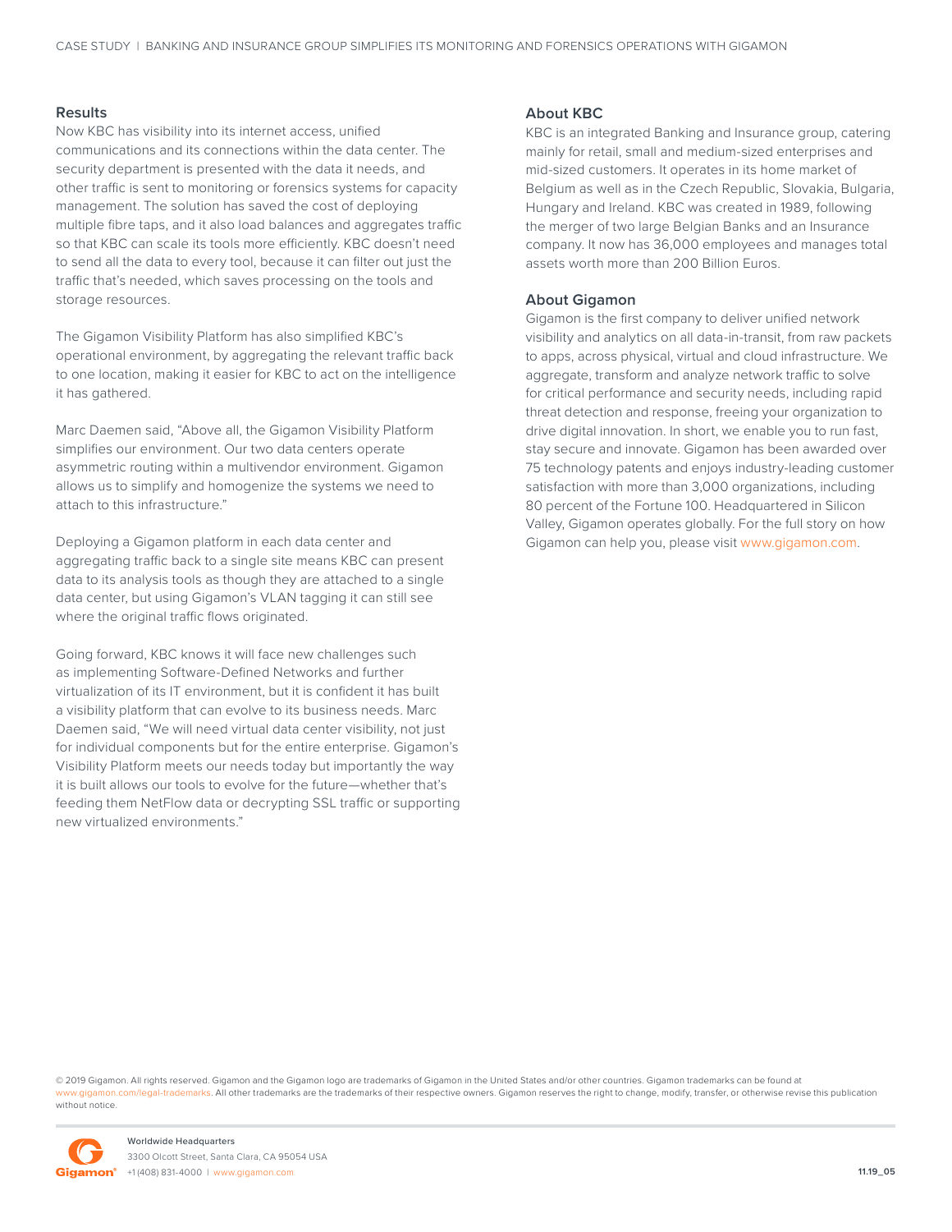## Results

Now KBC has visibility into its internet access, unified communications and its connections within the data center. The security department is presented with the data it needs, and other traffic is sent to monitoring or forensics systems for capacity management. The solution has saved the cost of deploying multiple fibre taps, and it also load balances and aggregates traffic so that KBC can scale its tools more efficiently. KBC doesn't need to send all the data to every tool, because it can filter out just the traffic that's needed, which saves processing on the tools and storage resources.

The Gigamon Visibility Platform has also simplified KBC's operational environment, by aggregating the relevant traffic back to one location, making it easier for KBC to act on the intelligence it has gathered.

Marc Daemen said, "Above all, the Gigamon Visibility Platform simplifies our environment. Our two data centers operate asymmetric routing within a multivendor environment. Gigamon allows us to simplify and homogenize the systems we need to attach to this infrastructure."

Deploying a Gigamon platform in each data center and aggregating traffic back to a single site means KBC can present data to its analysis tools as though they are attached to a single data center, but using Gigamon's VLAN tagging it can still see where the original traffic flows originated.

Going forward, KBC knows it will face new challenges such as implementing Software-Defined Networks and further virtualization of its IT environment, but it is confident it has built a visibility platform that can evolve to its business needs. Marc Daemen said, "We will need virtual data center visibility, not just for individual components but for the entire enterprise. Gigamon's Visibility Platform meets our needs today but importantly the way it is built allows our tools to evolve for the future—whether that's feeding them NetFlow data or decrypting SSL traffic or supporting new virtualized environments."

## About KBC

KBC is an integrated Banking and Insurance group, catering mainly for retail, small and medium-sized enterprises and mid-sized customers. It operates in its home market of Belgium as well as in the Czech Republic, Slovakia, Bulgaria, Hungary and Ireland. KBC was created in 1989, following the merger of two large Belgian Banks and an Insurance company. It now has 36,000 employees and manages total assets worth more than 200 Billion Euros.

## About Gigamon

Gigamon is the first company to deliver unified network visibility and analytics on all data-in-transit, from raw packets to apps, across physical, virtual and cloud infrastructure. We aggregate, transform and analyze network traffic to solve for critical performance and security needs, including rapid threat detection and response, freeing your organization to drive digital innovation. In short, we enable you to run fast, stay secure and innovate. Gigamon has been awarded over 75 technology patents and enjoys industry-leading customer satisfaction with more than 3,000 organizations, including 80 percent of the Fortune 100. Headquartered in Silicon Valley, Gigamon operates globally. For the full story on how Gigamon can help you, please visit www.gigamon.com.

© 2019 Gigamon. All rights reserved. Gigamon and the Gigamon logo are trademarks of Gigamon in the United States and/or other countries. Gigamon trademarks can be found at www.gigamon.com/legal-trademarks. All other trademarks are the trademarks of their respective owners. Gigamon reserves the right to change, modify, transfer, or otherwise revise this publication without notice.

Worldwide Headquarters
3300 Olcott Street, Santa Clara, CA 95054 USA
+1 (408) 831-4000 | www.gigamon.com

11.19_05